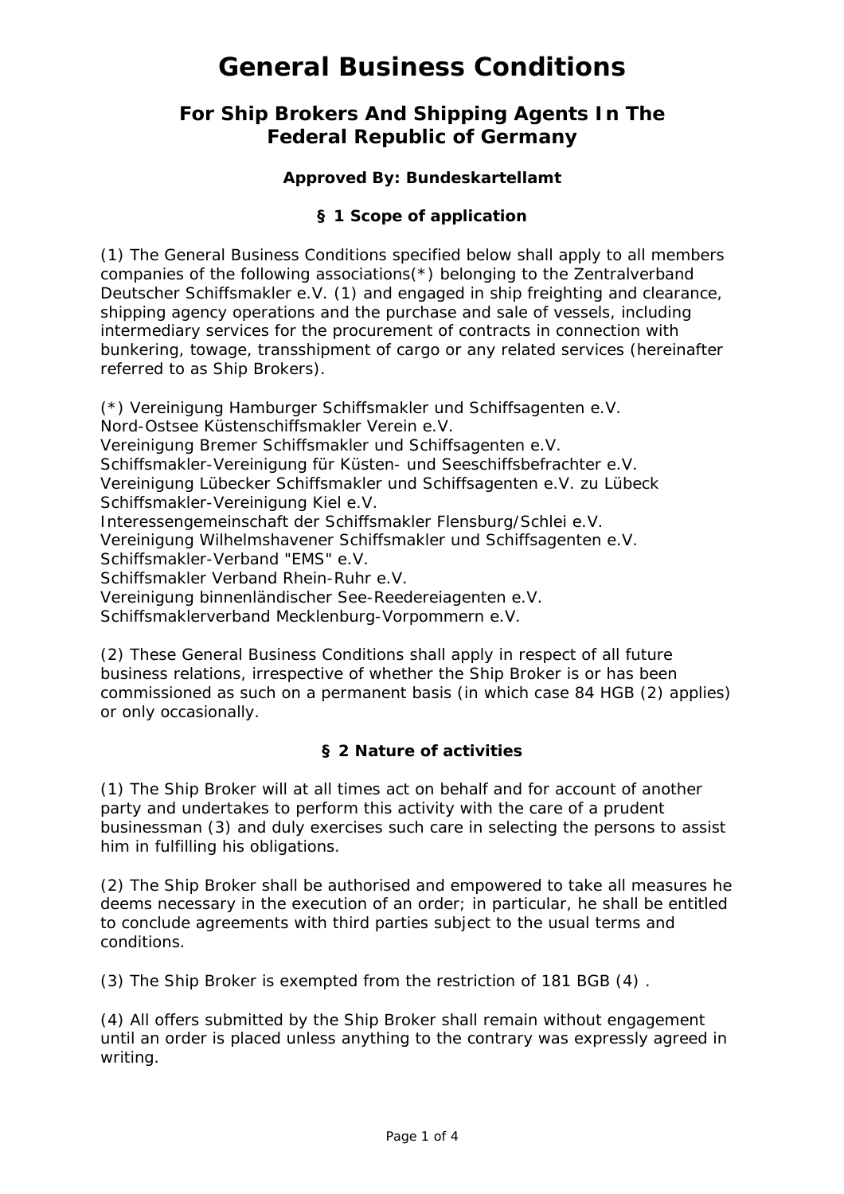# General Business Conditions

## For Ship Brokers And Shipping Agents In The Federal Republic of Germany

**Approved By: Bundeskartellamt**

### § 1 Scope of application

(1) The General Business Conditions specified below shall apply to all members companies of the following associations(*) belonging to the Zentralverband Deutscher Schiffsmakler e.V. (1) and engaged in ship freighting and clearance, shipping agency operations and the purchase and sale of vessels, including intermediary services for the procurement of contracts in connection with bunkering, towage, transshipment of cargo or any related services (hereinafter referred to as Ship Brokers).

(*) Vereinigung Hamburger Schiffsmakler und Schiffsagenten e.V.
Nord-Ostsee Küstenschiffsmakler Verein e.V.
Vereinigung Bremer Schiffsmakler und Schiffsagenten e.V.
Schiffsmakler-Vereinigung für Küsten- und Seeschiffsbefrachter e.V.
Vereinigung Lübecker Schiffsmakler und Schiffsagenten e.V. zu Lübeck
Schiffsmakler-Vereinigung Kiel e.V.
Interessengemeinschaft der Schiffsmakler Flensburg/Schlei e.V.
Vereinigung Wilhelmshavener Schiffsmakler und Schiffsagenten e.V.
Schiffsmakler-Verband "EMS" e.V.
Schiffsmakler Verband Rhein-Ruhr e.V.
Vereinigung binnenländischer See-Reedereiagenten e.V.
Schiffsmaklerverband Mecklenburg-Vorpommern e.V.

(2) These General Business Conditions shall apply in respect of all future business relations, irrespective of whether the Ship Broker is or has been commissioned as such on a permanent basis (in which case 84 HGB (2) applies) or only occasionally.

### § 2 Nature of activities

(1) The Ship Broker will at all times act on behalf and for account of another party and undertakes to perform this activity with the care of a prudent businessman (3) and duly exercises such care in selecting the persons to assist him in fulfilling his obligations.

(2) The Ship Broker shall be authorised and empowered to take all measures he deems necessary in the execution of an order; in particular, he shall be entitled to conclude agreements with third parties subject to the usual terms and conditions.

(3) The Ship Broker is exempted from the restriction of 181 BGB (4) .

(4) All offers submitted by the Ship Broker shall remain without engagement until an order is placed unless anything to the contrary was expressly agreed in writing.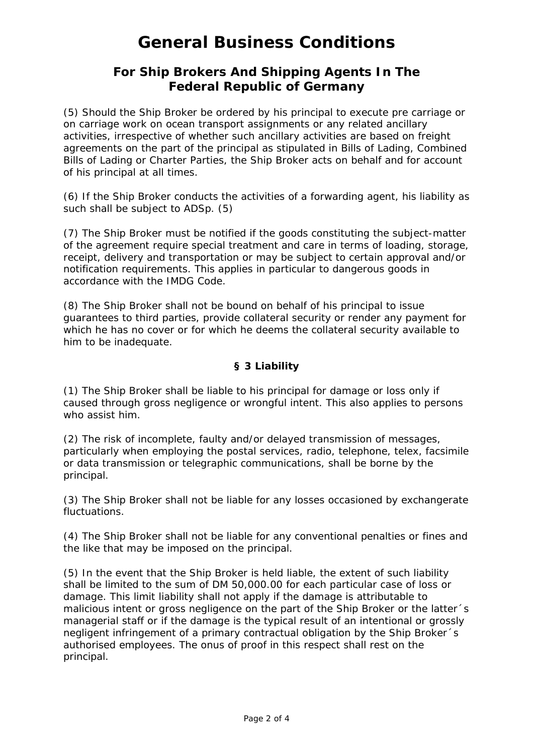# General Business Conditions

## For Ship Brokers And Shipping Agents In The Federal Republic of Germany

(5) Should the Ship Broker be ordered by his principal to execute pre carriage or on carriage work on ocean transport assignments or any related ancillary activities, irrespective of whether such ancillary activities are based on freight agreements on the part of the principal as stipulated in Bills of Lading, Combined Bills of Lading or Charter Parties, the Ship Broker acts on behalf and for account of his principal at all times.

(6) If the Ship Broker conducts the activities of a forwarding agent, his liability as such shall be subject to ADSp. (5)

(7) The Ship Broker must be notified if the goods constituting the subject-matter of the agreement require special treatment and care in terms of loading, storage, receipt, delivery and transportation or may be subject to certain approval and/or notification requirements. This applies in particular to dangerous goods in accordance with the IMDG Code.

(8) The Ship Broker shall not be bound on behalf of his principal to issue guarantees to third parties, provide collateral security or render any payment for which he has no cover or for which he deems the collateral security available to him to be inadequate.

### § 3 Liability

(1) The Ship Broker shall be liable to his principal for damage or loss only if caused through gross negligence or wrongful intent. This also applies to persons who assist him.

(2) The risk of incomplete, faulty and/or delayed transmission of messages, particularly when employing the postal services, radio, telephone, telex, facsimile or data transmission or telegraphic communications, shall be borne by the principal.

(3) The Ship Broker shall not be liable for any losses occasioned by exchangerate fluctuations.

(4) The Ship Broker shall not be liable for any conventional penalties or fines and the like that may be imposed on the principal.

(5) In the event that the Ship Broker is held liable, the extent of such liability shall be limited to the sum of DM 50,000.00 for each particular case of loss or damage. This limit liability shall not apply if the damage is attributable to malicious intent or gross negligence on the part of the Ship Broker or the latter´s managerial staff or if the damage is the typical result of an intentional or grossly negligent infringement of a primary contractual obligation by the Ship Broker´s authorised employees. The onus of proof in this respect shall rest on the principal.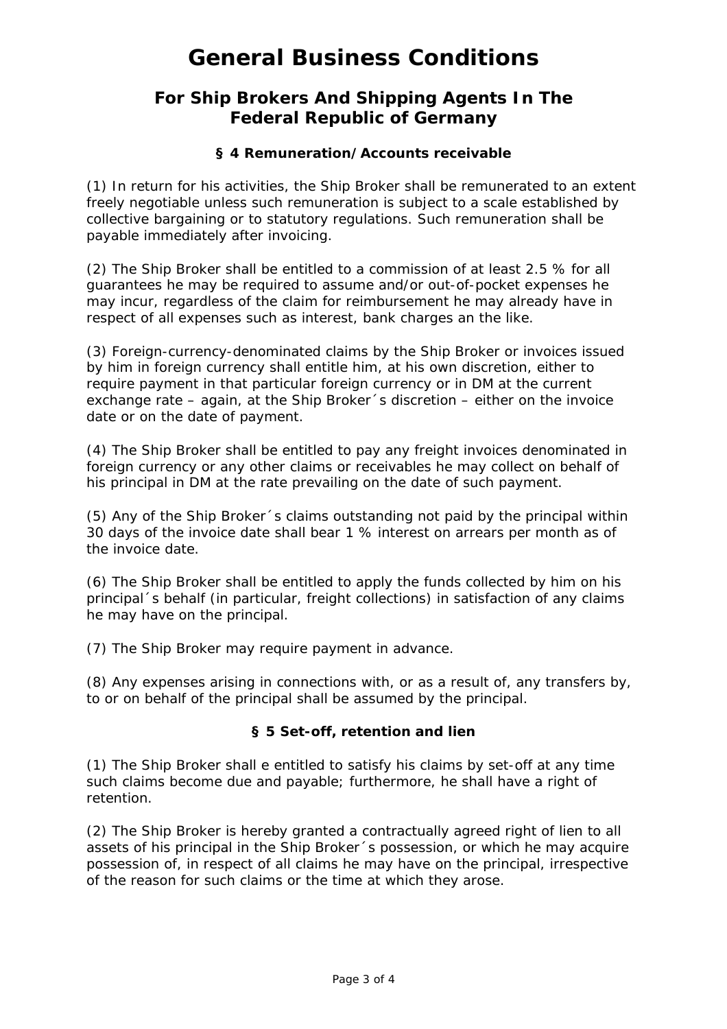# General Business Conditions

## For Ship Brokers And Shipping Agents In The Federal Republic of Germany

### § 4 Remuneration/Accounts receivable

(1) In return for his activities, the Ship Broker shall be remunerated to an extent freely negotiable unless such remuneration is subject to a scale established by collective bargaining or to statutory regulations. Such remuneration shall be payable immediately after invoicing.

(2) The Ship Broker shall be entitled to a commission of at least 2.5 % for all guarantees he may be required to assume and/or out-of-pocket expenses he may incur, regardless of the claim for reimbursement he may already have in respect of all expenses such as interest, bank charges an the like.

(3) Foreign-currency-denominated claims by the Ship Broker or invoices issued by him in foreign currency shall entitle him, at his own discretion, either to require payment in that particular foreign currency or in DM at the current exchange rate – again, at the Ship Broker´s discretion – either on the invoice date or on the date of payment.

(4) The Ship Broker shall be entitled to pay any freight invoices denominated in foreign currency or any other claims or receivables he may collect on behalf of his principal in DM at the rate prevailing on the date of such payment.

(5) Any of the Ship Broker´s claims outstanding not paid by the principal within 30 days of the invoice date shall bear 1 % interest on arrears per month as of the invoice date.

(6) The Ship Broker shall be entitled to apply the funds collected by him on his principal´s behalf (in particular, freight collections) in satisfaction of any claims he may have on the principal.

(7) The Ship Broker may require payment in advance.

(8) Any expenses arising in connections with, or as a result of, any transfers by, to or on behalf of the principal shall be assumed by the principal.

### § 5 Set-off, retention and lien

(1) The Ship Broker shall e entitled to satisfy his claims by set-off at any time such claims become due and payable; furthermore, he shall have a right of retention.

(2) The Ship Broker is hereby granted a contractually agreed right of lien to all assets of his principal in the Ship Broker´s possession, or which he may acquire possession of, in respect of all claims he may have on the principal, irrespective of the reason for such claims or the time at which they arose.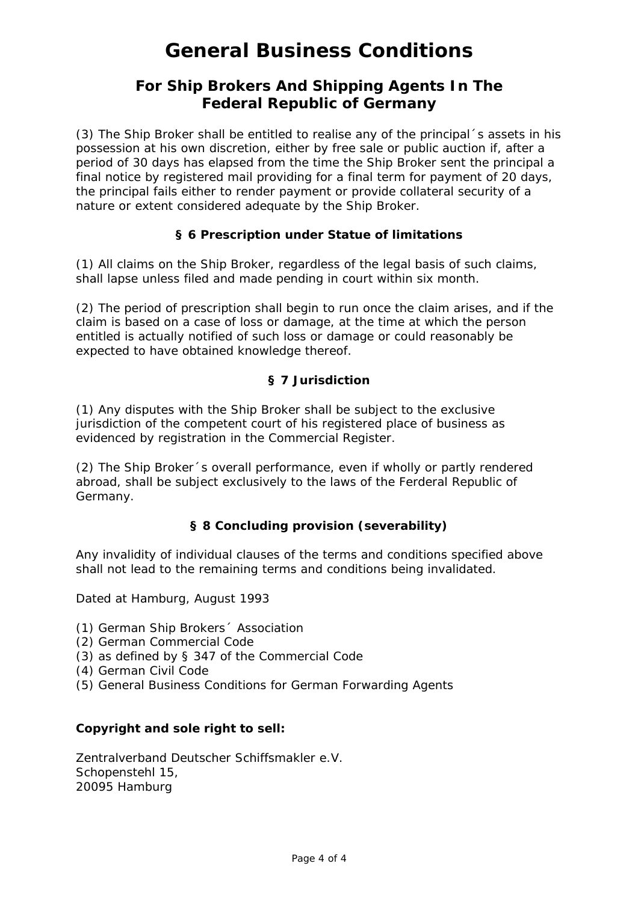# General Business Conditions

## For Ship Brokers And Shipping Agents In The Federal Republic of Germany

(3) The Ship Broker shall be entitled to realise any of the principal´s assets in his possession at his own discretion, either by free sale or public auction if, after a period of 30 days has elapsed from the time the Ship Broker sent the principal a final notice by registered mail providing for a final term for payment of 20 days, the principal fails either to render payment or provide collateral security of a nature or extent considered adequate by the Ship Broker.

### § 6 Prescription under Statue of limitations

(1) All claims on the Ship Broker, regardless of the legal basis of such claims, shall lapse unless filed and made pending in court within six month.

(2) The period of prescription shall begin to run once the claim arises, and if the claim is based on a case of loss or damage, at the time at which the person entitled is actually notified of such loss or damage or could reasonably be expected to have obtained knowledge thereof.

### § 7 Jurisdiction

(1) Any disputes with the Ship Broker shall be subject to the exclusive jurisdiction of the competent court of his registered place of business as evidenced by registration in the Commercial Register.

(2) The Ship Broker´s overall performance, even if wholly or partly rendered abroad, shall be subject exclusively to the laws of the Ferderal Republic of Germany.

### § 8 Concluding provision (severability)

Any invalidity of individual clauses of the terms and conditions specified above shall not lead to the remaining terms and conditions being invalidated.

Dated at Hamburg, August 1993

(1) German Ship Brokers´ Association
(2) German Commercial Code
(3) as defined by § 347 of the Commercial Code
(4) German Civil Code
(5) General Business Conditions for German Forwarding Agents

**Copyright and sole right to sell:**

Zentralverband Deutscher Schiffsmakler e.V.
Schopenstehl 15,
20095 Hamburg